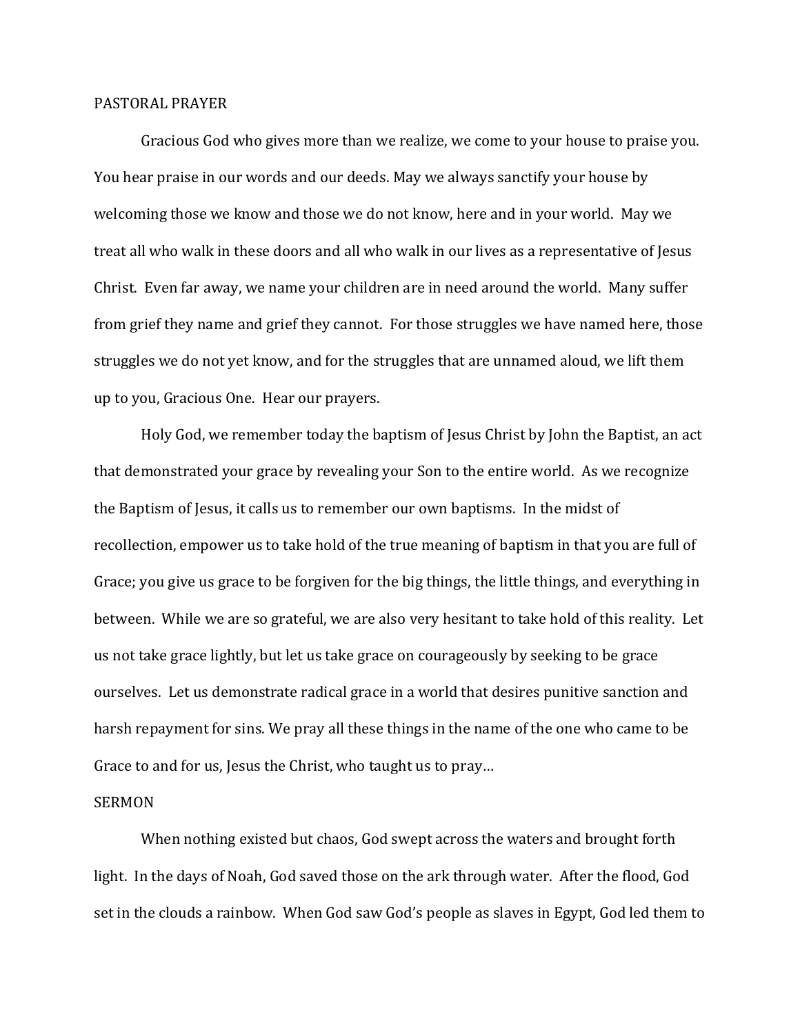## PASTORAL PRAYER

Gracious God who gives more than we realize, we come to your house to praise you. You hear praise in our words and our deeds. May we always sanctify your house by welcoming those we know and those we do not know, here and in your world. May we treat all who walk in these doors and all who walk in our lives as a representative of Jesus Christ. Even far away, we name your children are in need around the world. Many suffer from grief they name and grief they cannot. For those struggles we have named here, those struggles we do not yet know, and for the struggles that are unnamed aloud, we lift them up to you, Gracious One. Hear our prayers.

Holy God, we remember today the baptism of Jesus Christ by John the Baptist, an act that demonstrated your grace by revealing your Son to the entire world. As we recognize the Baptism of Jesus, it calls us to remember our own baptisms. In the midst of recollection, empower us to take hold of the true meaning of baptism in that you are full of Grace; you give us grace to be forgiven for the big things, the little things, and everything in between. While we are so grateful, we are also very hesitant to take hold of this reality. Let us not take grace lightly, but let us take grace on courageously by seeking to be grace ourselves. Let us demonstrate radical grace in a world that desires punitive sanction and harsh repayment for sins. We pray all these things in the name of the one who came to be Grace to and for us, Jesus the Christ, who taught us to pray…

## SERMON

When nothing existed but chaos, God swept across the waters and brought forth light. In the days of Noah, God saved those on the ark through water. After the flood, God set in the clouds a rainbow. When God saw God's people as slaves in Egypt, God led them to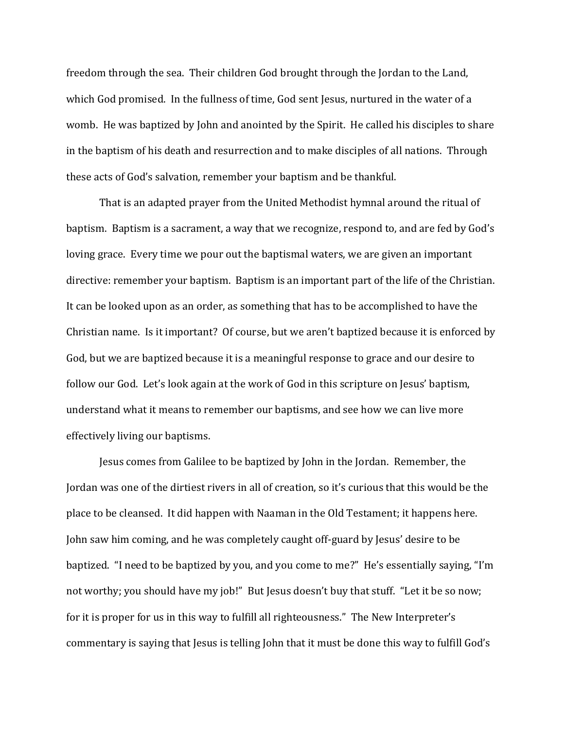freedom through the sea. Their children God brought through the Jordan to the Land, which God promised. In the fullness of time, God sent Jesus, nurtured in the water of a womb. He was baptized by John and anointed by the Spirit. He called his disciples to share in the baptism of his death and resurrection and to make disciples of all nations. Through these acts of God's salvation, remember your baptism and be thankful.

That is an adapted prayer from the United Methodist hymnal around the ritual of baptism. Baptism is a sacrament, a way that we recognize, respond to, and are fed by God's loving grace. Every time we pour out the baptismal waters, we are given an important directive: remember your baptism. Baptism is an important part of the life of the Christian. It can be looked upon as an order, as something that has to be accomplished to have the Christian name. Is it important? Of course, but we aren't baptized because it is enforced by God, but we are baptized because it is a meaningful response to grace and our desire to follow our God. Let's look again at the work of God in this scripture on Jesus' baptism, understand what it means to remember our baptisms, and see how we can live more effectively living our baptisms.

Jesus comes from Galilee to be baptized by John in the Jordan. Remember, the Jordan was one of the dirtiest rivers in all of creation, so it's curious that this would be the place to be cleansed. It did happen with Naaman in the Old Testament; it happens here. John saw him coming, and he was completely caught off-guard by Jesus' desire to be baptized. "I need to be baptized by you, and you come to me?" He's essentially saying, "I'm not worthy; you should have my job!" But Jesus doesn't buy that stuff. "Let it be so now; for it is proper for us in this way to fulfill all righteousness." The New Interpreter's commentary is saying that Jesus is telling John that it must be done this way to fulfill God's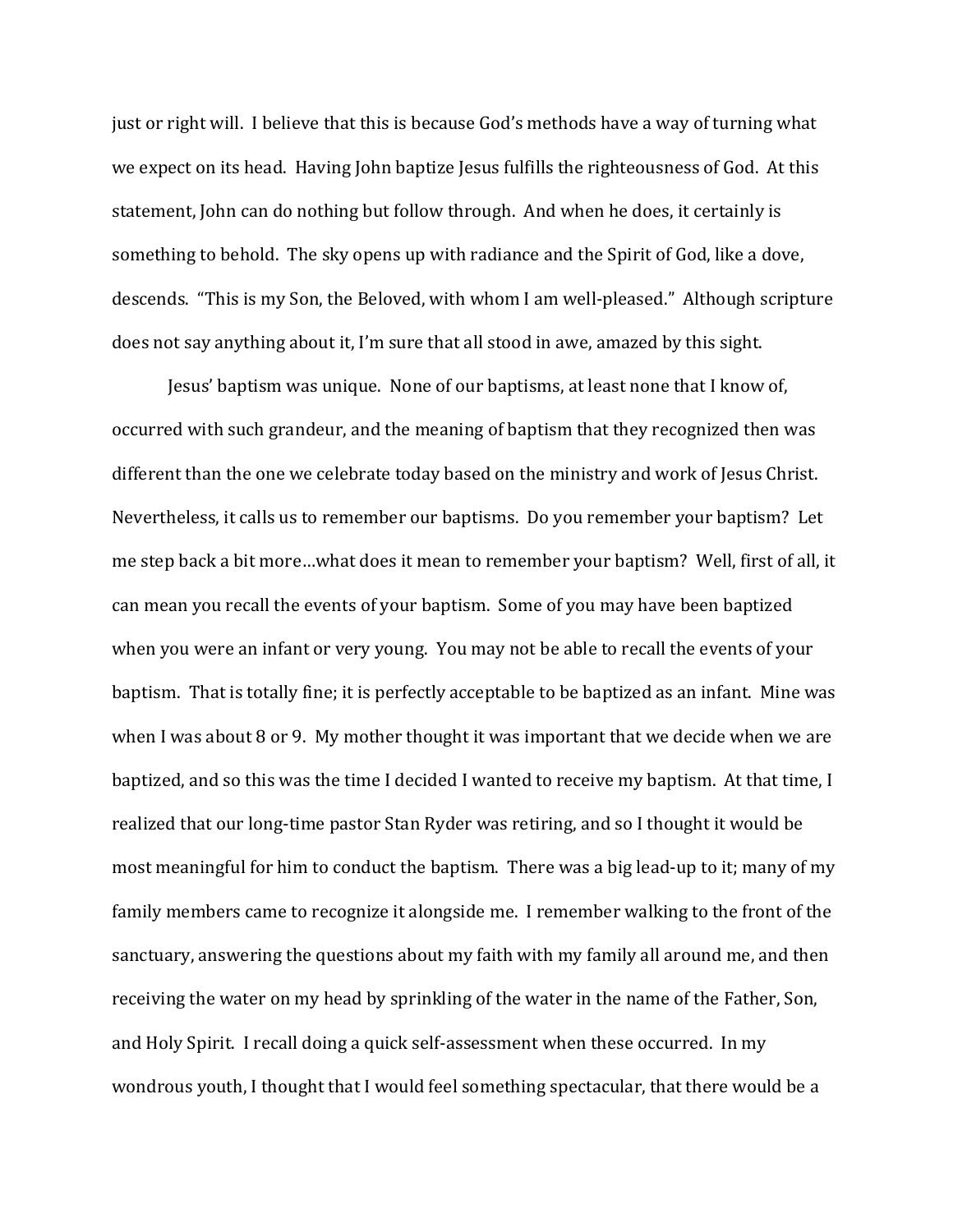just or right will.  I believe that this is because God's methods have a way of turning what we expect on its head.  Having John baptize Jesus fulfills the righteousness of God.  At this statement, John can do nothing but follow through.  And when he does, it certainly is something to behold.  The sky opens up with radiance and the Spirit of God, like a dove, descends.  "This is my Son, the Beloved, with whom I am well-pleased."  Although scripture does not say anything about it, I'm sure that all stood in awe, amazed by this sight.

Jesus' baptism was unique.  None of our baptisms, at least none that I know of, occurred with such grandeur, and the meaning of baptism that they recognized then was different than the one we celebrate today based on the ministry and work of Jesus Christ.  Nevertheless, it calls us to remember our baptisms.  Do you remember your baptism?  Let me step back a bit more…what does it mean to remember your baptism?  Well, first of all, it can mean you recall the events of your baptism.  Some of you may have been baptized when you were an infant or very young.  You may not be able to recall the events of your baptism.  That is totally fine; it is perfectly acceptable to be baptized as an infant.  Mine was when I was about 8 or 9.  My mother thought it was important that we decide when we are baptized, and so this was the time I decided I wanted to receive my baptism.  At that time, I realized that our long-time pastor Stan Ryder was retiring, and so I thought it would be most meaningful for him to conduct the baptism.  There was a big lead-up to it; many of my family members came to recognize it alongside me.  I remember walking to the front of the sanctuary, answering the questions about my faith with my family all around me, and then receiving the water on my head by sprinkling of the water in the name of the Father, Son, and Holy Spirit.  I recall doing a quick self-assessment when these occurred.  In my wondrous youth, I thought that I would feel something spectacular, that there would be a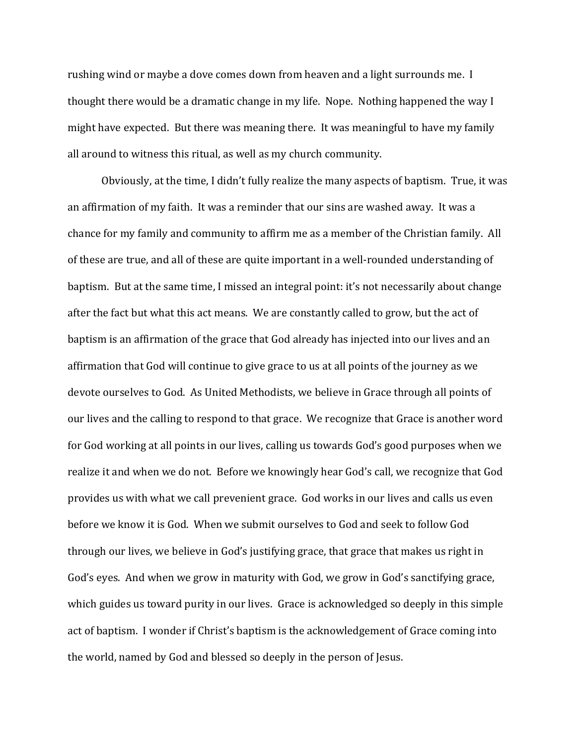rushing wind or maybe a dove comes down from heaven and a light surrounds me. I thought there would be a dramatic change in my life. Nope. Nothing happened the way I might have expected. But there was meaning there. It was meaningful to have my family all around to witness this ritual, as well as my church community.

Obviously, at the time, I didn't fully realize the many aspects of baptism. True, it was an affirmation of my faith. It was a reminder that our sins are washed away. It was a chance for my family and community to affirm me as a member of the Christian family. All of these are true, and all of these are quite important in a well-rounded understanding of baptism. But at the same time, I missed an integral point: it's not necessarily about change after the fact but what this act means. We are constantly called to grow, but the act of baptism is an affirmation of the grace that God already has injected into our lives and an affirmation that God will continue to give grace to us at all points of the journey as we devote ourselves to God. As United Methodists, we believe in Grace through all points of our lives and the calling to respond to that grace. We recognize that Grace is another word for God working at all points in our lives, calling us towards God's good purposes when we realize it and when we do not. Before we knowingly hear God's call, we recognize that God provides us with what we call prevenient grace. God works in our lives and calls us even before we know it is God. When we submit ourselves to God and seek to follow God through our lives, we believe in God's justifying grace, that grace that makes us right in God's eyes. And when we grow in maturity with God, we grow in God's sanctifying grace, which guides us toward purity in our lives. Grace is acknowledged so deeply in this simple act of baptism. I wonder if Christ's baptism is the acknowledgement of Grace coming into the world, named by God and blessed so deeply in the person of Jesus.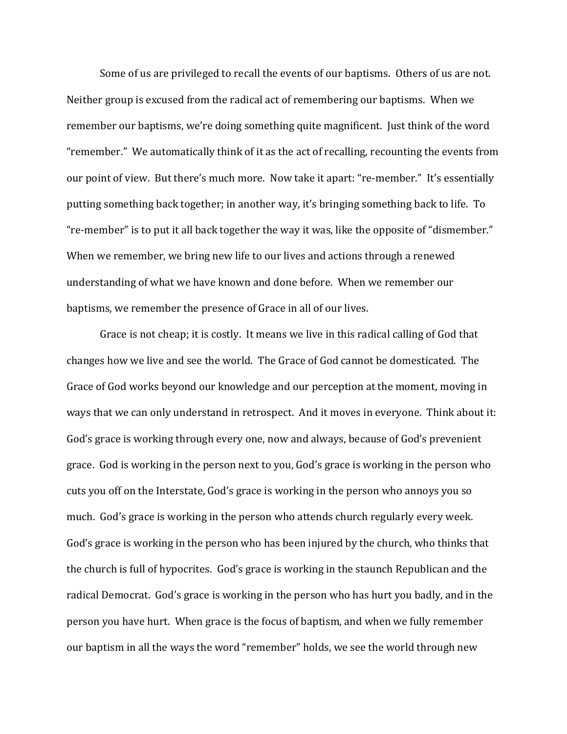Some of us are privileged to recall the events of our baptisms. Others of us are not. Neither group is excused from the radical act of remembering our baptisms. When we remember our baptisms, we're doing something quite magnificent. Just think of the word "remember." We automatically think of it as the act of recalling, recounting the events from our point of view. But there's much more. Now take it apart: "re-member." It's essentially putting something back together; in another way, it's bringing something back to life. To "re-member" is to put it all back together the way it was, like the opposite of "dismember." When we remember, we bring new life to our lives and actions through a renewed understanding of what we have known and done before. When we remember our baptisms, we remember the presence of Grace in all of our lives.

Grace is not cheap; it is costly. It means we live in this radical calling of God that changes how we live and see the world. The Grace of God cannot be domesticated. The Grace of God works beyond our knowledge and our perception at the moment, moving in ways that we can only understand in retrospect. And it moves in everyone. Think about it: God's grace is working through every one, now and always, because of God's prevenient grace. God is working in the person next to you, God's grace is working in the person who cuts you off on the Interstate, God's grace is working in the person who annoys you so much. God's grace is working in the person who attends church regularly every week. God's grace is working in the person who has been injured by the church, who thinks that the church is full of hypocrites. God's grace is working in the staunch Republican and the radical Democrat. God's grace is working in the person who has hurt you badly, and in the person you have hurt. When grace is the focus of baptism, and when we fully remember our baptism in all the ways the word "remember" holds, we see the world through new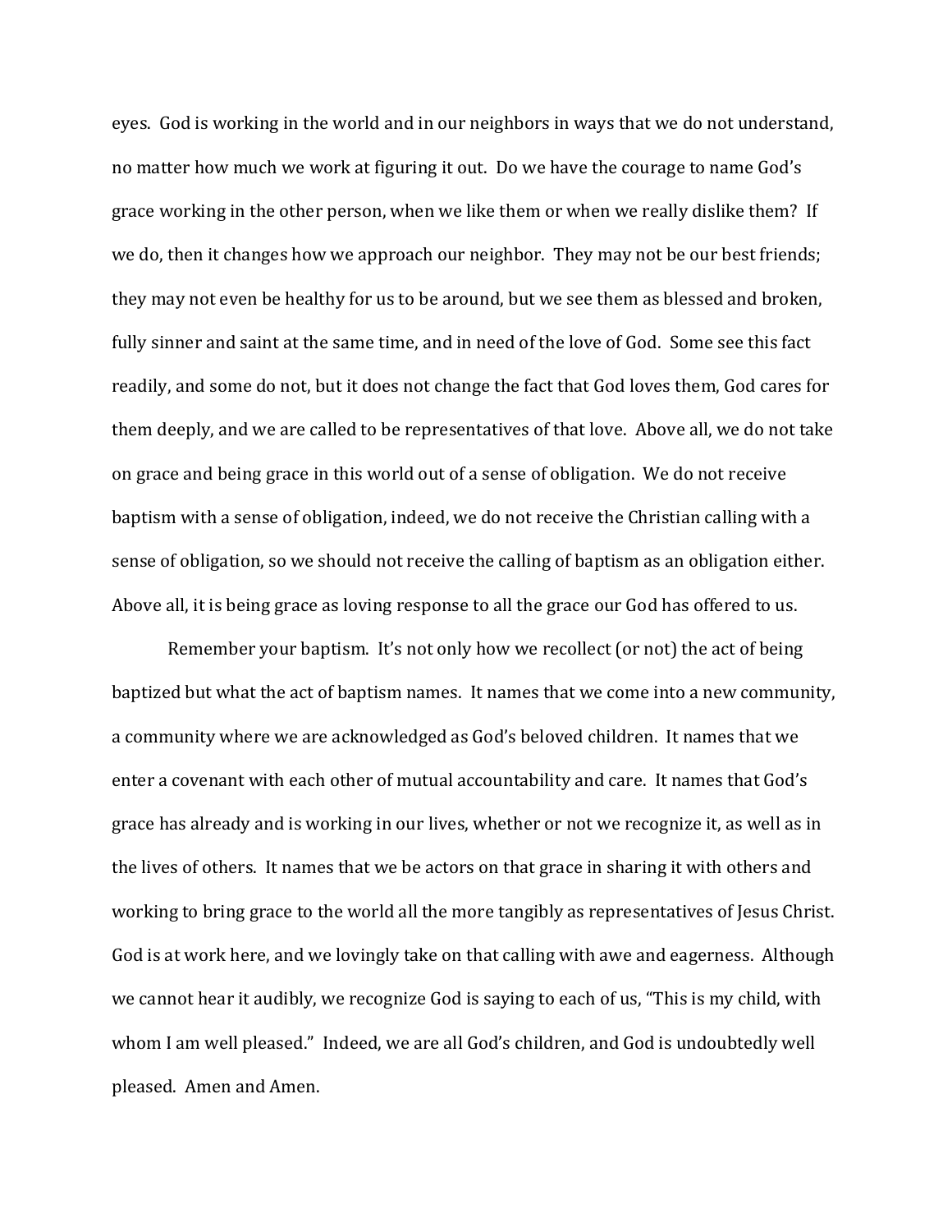eyes. God is working in the world and in our neighbors in ways that we do not understand, no matter how much we work at figuring it out. Do we have the courage to name God's grace working in the other person, when we like them or when we really dislike them? If we do, then it changes how we approach our neighbor. They may not be our best friends; they may not even be healthy for us to be around, but we see them as blessed and broken, fully sinner and saint at the same time, and in need of the love of God. Some see this fact readily, and some do not, but it does not change the fact that God loves them, God cares for them deeply, and we are called to be representatives of that love. Above all, we do not take on grace and being grace in this world out of a sense of obligation. We do not receive baptism with a sense of obligation, indeed, we do not receive the Christian calling with a sense of obligation, so we should not receive the calling of baptism as an obligation either. Above all, it is being grace as loving response to all the grace our God has offered to us.

Remember your baptism. It's not only how we recollect (or not) the act of being baptized but what the act of baptism names. It names that we come into a new community, a community where we are acknowledged as God's beloved children. It names that we enter a covenant with each other of mutual accountability and care. It names that God's grace has already and is working in our lives, whether or not we recognize it, as well as in the lives of others. It names that we be actors on that grace in sharing it with others and working to bring grace to the world all the more tangibly as representatives of Jesus Christ. God is at work here, and we lovingly take on that calling with awe and eagerness. Although we cannot hear it audibly, we recognize God is saying to each of us, "This is my child, with whom I am well pleased." Indeed, we are all God's children, and God is undoubtedly well pleased. Amen and Amen.